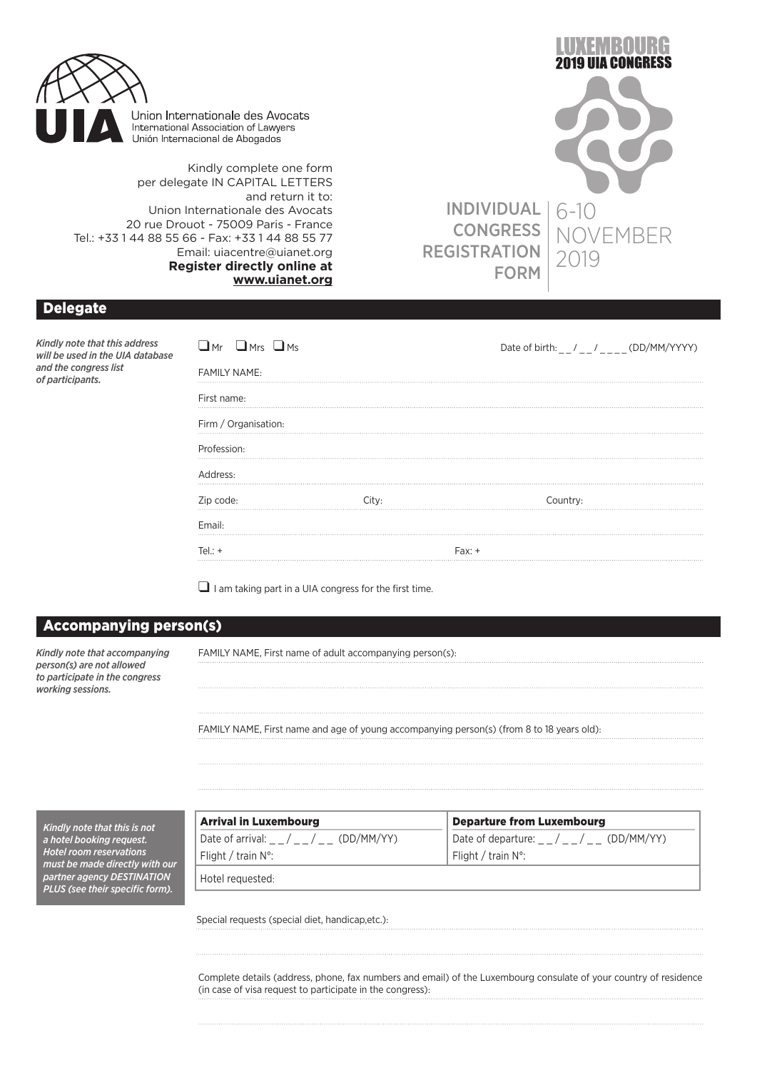Union Internationale des Avocats
International Association of Lawyers
Unión Internacional de Abogados

Kindly complete one form per delegate IN CAPITAL LETTERS and return it to:
Union Internationale des Avocats
20 rue Drouot - 75009 Paris - France
Tel.: +33 1 44 88 55 66 - Fax: +33 1 44 88 55 77
Email: uiacentre@uianet.org
**Register directly online at www.uianet.org**

LUXEMBOURG
2019 UIA CONGRESS

# INDIVIDUAL CONGRESS REGISTRATION FORM

6-10 NOVEMBER 2019

## Delegate

*Kindly note that this address will be used in the UIA database and the congress list of participants.*

❑ Mr ❑ Mrs ❑ Ms

Date of birth: _ _ / _ _ / _ _ _ _ (DD/MM/YYYY)

FAMILY NAME:

First name:

Firm / Organisation:

Profession:

Address:

Zip code: City: Country:

Email:

Tel.: + Fax: +

❑ I am taking part in a UIA congress for the first time.

## Accompanying person(s)

*Kindly note that accompanying person(s) are not allowed to participate in the congress working sessions.*

FAMILY NAME, First name of adult accompanying person(s):

FAMILY NAME, First name and age of young accompanying person(s) (from 8 to 18 years old):

*Kindly note that this is not a hotel booking request. Hotel room reservations must be made directly with our partner agency DESTINATION PLUS (see their specific form).*

| **Arrival in Luxembourg** | **Departure from Luxembourg** |
|---|---|
| Date of arrival: _ _ / _ _ / _ _ (DD/MM/YY) | Date of departure: _ _ / _ _ / _ _ (DD/MM/YY) |
| Flight / train N°: | Flight / train N°: |
| Hotel requested: | |

Special requests (special diet, handicap,etc.):

Complete details (address, phone, fax numbers and email) of the Luxembourg consulate of your country of residence (in case of visa request to participate in the congress):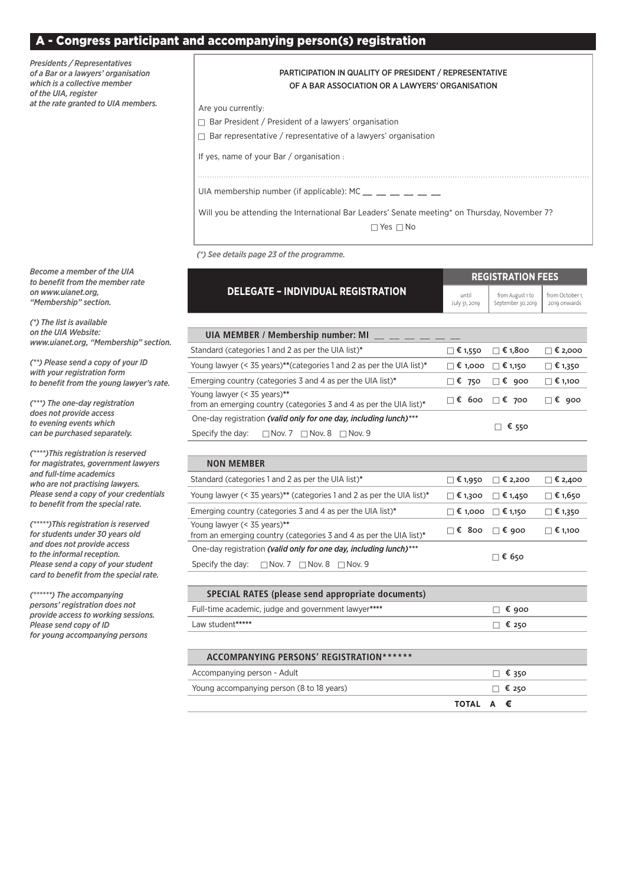## A - Congress participant and accompanying person(s) registration

*Presidents / Representatives of a Bar or a lawyers' organisation which is a collective member of the UIA, register at the rate granted to UIA members.*

### PARTICIPATION IN QUALITY OF PRESIDENT / REPRESENTATIVE OF A BAR ASSOCIATION OR A LAWYERS' ORGANISATION

Are you currently:

☐ Bar President / President of a lawyers' organisation

☐ Bar representative / representative of a lawyers' organisation

If yes, name of your Bar / organisation :

.................................................................................................................................................

UIA membership number (if applicable): MC __ __ __ __ __ __

Will you be attending the International Bar Leaders' Senate meeting* on Thursday, November 7?

☐ Yes ☐ No

*(*) See details page 23 of the programme.*

*Become a member of the UIA to benefit from the member rate on www.uianet.org, "Membership" section.*

*(*) The list is available on the UIA Website: www.uianet.org, "Membership" section.*

*(**) Please send a copy of your ID with your registration form to benefit from the young lawyer's rate.*

*(***) The one-day registration does not provide access to evening events which can be purchased separately.*

*(****)This registration is reserved for magistrates, government lawyers and full-time academics who are not practising lawyers. Please send a copy of your credentials to benefit from the special rate.*

*(*****)This registration is reserved for students under 30 years old and does not provide access to the informal reception. Please send a copy of your student card to benefit from the special rate.*

*(******) The accompanying persons' registration does not provide access to working sessions. Please send copy of ID for young accompanying persons*

| **DELEGATE – INDIVIDUAL REGISTRATION** | **REGISTRATION FEES** | | |
|---|---|---|---|
| | until July 31, 2019 | from August 1 to September 30, 2019 | from October 1, 2019 onwards |
| **UIA MEMBER / Membership number: MI __ __ __ __ __ __** | | | |
| Standard (categories 1 and 2 as per the UIA list)* | ☐ € 1,550 | ☐ € 1,800 | ☐ € 2,000 |
| Young lawyer (< 35 years)**(categories 1 and 2 as per the UIA list)* | ☐ € 1,000 | ☐ € 1,150 | ☐ € 1,350 |
| Emerging country (categories 3 and 4 as per the UIA list)* | ☐ € 750 | ☐ € 900 | ☐ € 1,100 |
| Young lawyer (< 35 years)** from an emerging country (categories 3 and 4 as per the UIA list)* | ☐ € 600 | ☐ € 700 | ☐ € 900 |
| One-day registration *(valid only for one day, including lunch)**** Specify the day: ☐ Nov. 7 ☐ Nov. 8 ☐ Nov. 9 | | ☐ € 550 | |
| **NON MEMBER** | | | |
| Standard (categories 1 and 2 as per the UIA list)* | ☐ € 1,950 | ☐ € 2,200 | ☐ € 2,400 |
| Young lawyer (< 35 years)** (categories 1 and 2 as per the UIA list)* | ☐ € 1,300 | ☐ € 1,450 | ☐ € 1,650 |
| Emerging country (categories 3 and 4 as per the UIA list)* | ☐ € 1,000 | ☐ € 1,150 | ☐ € 1,350 |
| Young lawyer (< 35 years)** from an emerging country (categories 3 and 4 as per the UIA list)* | ☐ € 800 | ☐ € 900 | ☐ € 1,100 |
| One-day registration *(valid only for one day, including lunch)**** Specify the day: ☐ Nov. 7 ☐ Nov. 8 ☐ Nov. 9 | | ☐ € 650 | |
| **SPECIAL RATES (please send appropriate documents)** | | | |
| Full-time academic, judge and government lawyer**** | | ☐ € 900 | |
| Law student***** | | ☐ € 250 | |
| **ACCOMPANYING PERSONS' REGISTRATION****** | | | |
| Accompanying person - Adult | | ☐ € 350 | |
| Young accompanying person (8 to 18 years) | | ☐ € 250 | |
| | **TOTAL A** | **€** | |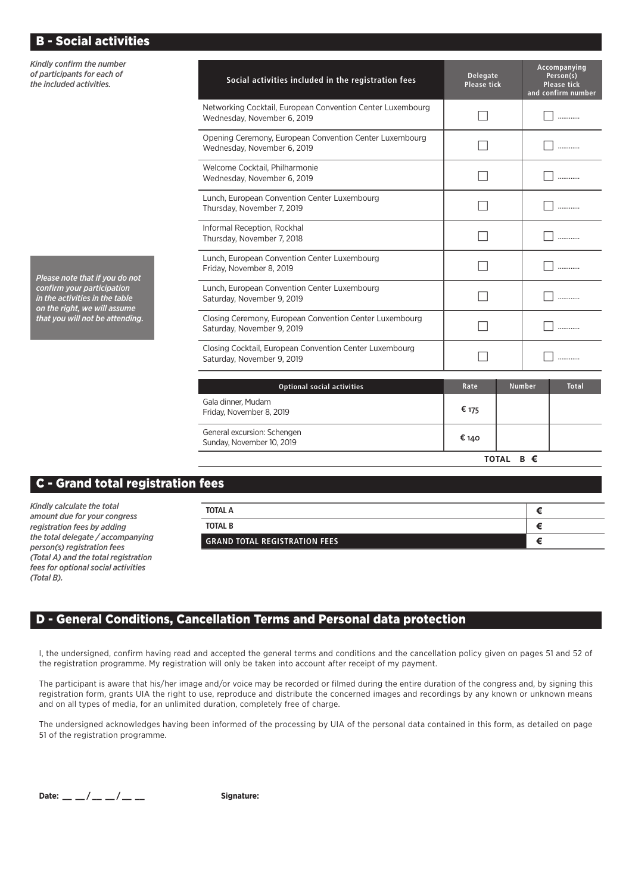## B - Social activities

*Kindly confirm the number of participants for each of the included activities.*

*Please note that if you do not confirm your participation in the activities in the table on the right, we will assume that you will not be attending.*

| Social activities included in the registration fees | Delegate Please tick | Accompanying Person(s) Please tick and confirm number |
|---|---|---|
| Networking Cocktail, European Convention Center Luxembourg<br>Wednesday, November 6, 2019 | ☐ | ☐ ............ |
| Opening Ceremony, European Convention Center Luxembourg<br>Wednesday, November 6, 2019 | ☐ | ☐ ............ |
| Welcome Cocktail, Philharmonie<br>Wednesday, November 6, 2019 | ☐ | ☐ ............ |
| Lunch, European Convention Center Luxembourg<br>Thursday, November 7, 2019 | ☐ | ☐ ............ |
| Informal Reception, Rockhal<br>Thursday, November 7, 2018 | ☐ | ☐ ............ |
| Lunch, European Convention Center Luxembourg<br>Friday, November 8, 2019 | ☐ | ☐ ............ |
| Lunch, European Convention Center Luxembourg<br>Saturday, November 9, 2019 | ☐ | ☐ ............ |
| Closing Ceremony, European Convention Center Luxembourg<br>Saturday, November 9, 2019 | ☐ | ☐ ............ |
| Closing Cocktail, European Convention Center Luxembourg<br>Saturday, November 9, 2019 | ☐ | ☐ ............ |

| Optional social activities | Rate | Number | Total |
|---|---|---|---|
| Gala dinner, Mudam<br>Friday, November 8, 2019 | € 175 | | |
| General excursion: Schengen<br>Sunday, November 10, 2019 | € 140 | | |
| | | **TOTAL B €** | |

## C - Grand total registration fees

*Kindly calculate the total amount due for your congress registration fees by adding the total delegate / accompanying person(s) registration fees (Total A) and the total registration fees for optional social activities (Total B).*

| | |
|---|---|
| **TOTAL A** | € |
| **TOTAL B** | € |
| **GRAND TOTAL REGISTRATION FEES** | € |

## D - General Conditions, Cancellation Terms and Personal data protection

I, the undersigned, confirm having read and accepted the general terms and conditions and the cancellation policy given on pages 51 and 52 of the registration programme. My registration will only be taken into account after receipt of my payment.

The participant is aware that his/her image and/or voice may be recorded or filmed during the entire duration of the congress and, by signing this registration form, grants UIA the right to use, reproduce and distribute the concerned images and recordings by any known or unknown means and on all types of media, for an unlimited duration, completely free of charge.

The undersigned acknowledges having been informed of the processing by UIA of the personal data contained in this form, as detailed on page 51 of the registration programme.

**Date:** __ __ / __ __ / __ __ **Signature:**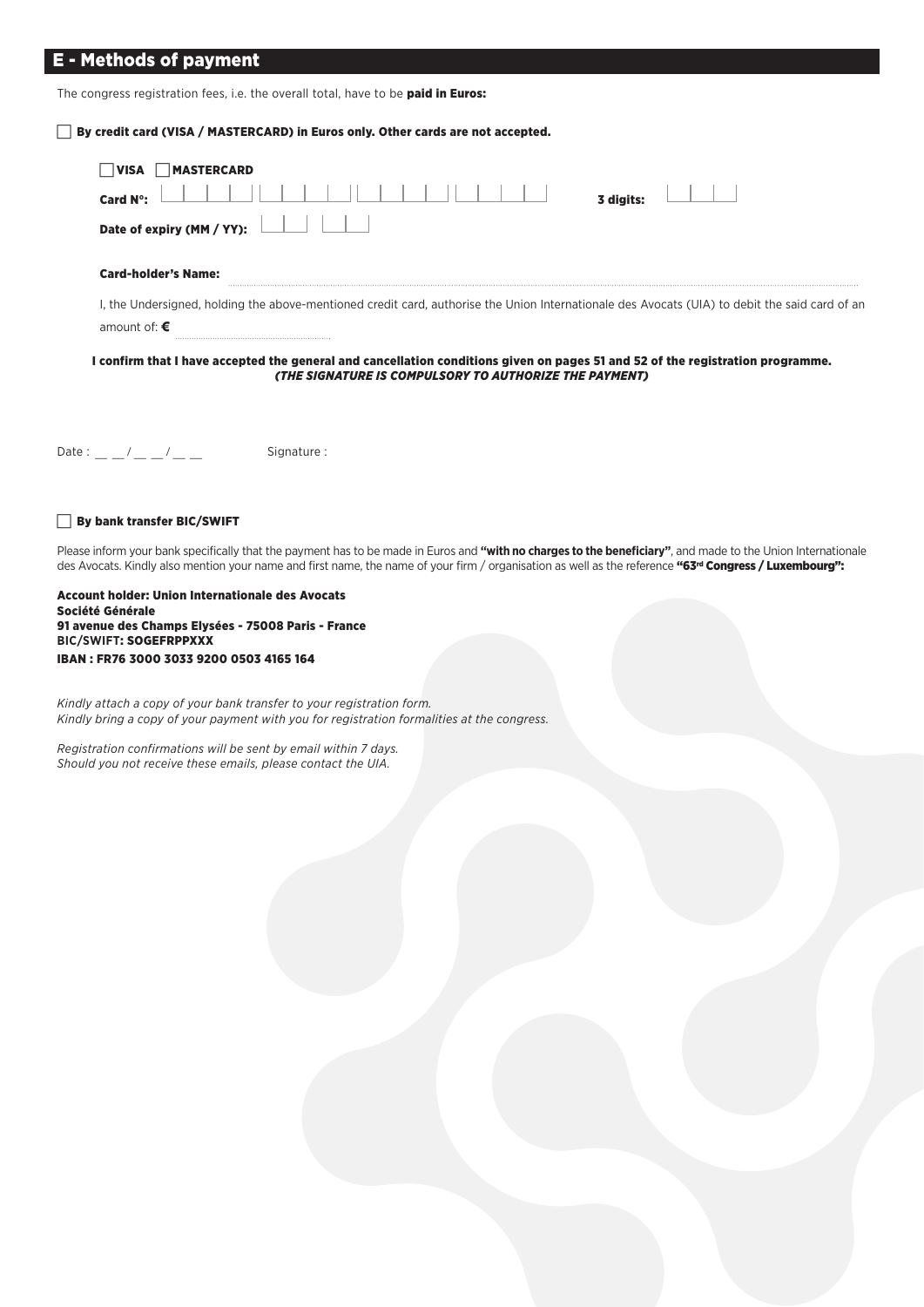## E - Methods of payment

The congress registration fees, i.e. the overall total, have to be **paid in Euros:**

☐ **By credit card (VISA / MASTERCARD) in Euros only. Other cards are not accepted.**

☐ **VISA** ☐ **MASTERCARD**

**Card N°:** ____ ____ ____ ____ **3 digits:** ___

**Date of expiry (MM / YY):** __ / __

**Card-holder's Name:** ..............................................................................

I, the Undersigned, holding the above-mentioned credit card, authorise the Union Internationale des Avocats (UIA) to debit the said card of an amount of: **€** ..............................

**I confirm that I have accepted the general and cancellation conditions given on pages 51 and 52 of the registration programme.**
***(THE SIGNATURE IS COMPULSORY TO AUTHORIZE THE PAYMENT)***

Date : __ __ / __ __ / __ __ Signature :

☐ **By bank transfer BIC/SWIFT**

Please inform your bank specifically that the payment has to be made in Euros and **"with no charges to the beneficiary"**, and made to the Union Internationale des Avocats. Kindly also mention your name and first name, the name of your firm / organisation as well as the reference **"63rd Congress / Luxembourg":**

**Account holder: Union Internationale des Avocats**
**Société Générale**
**91 avenue des Champs Elysées - 75008 Paris - France**
**BIC/SWIFT: SOGEFRPPXXX**
**IBAN : FR76 3000 3033 9200 0503 4165 164**

*Kindly attach a copy of your bank transfer to your registration form.*
*Kindly bring a copy of your payment with you for registration formalities at the congress.*

*Registration confirmations will be sent by email within 7 days.*
*Should you not receive these emails, please contact the UIA.*